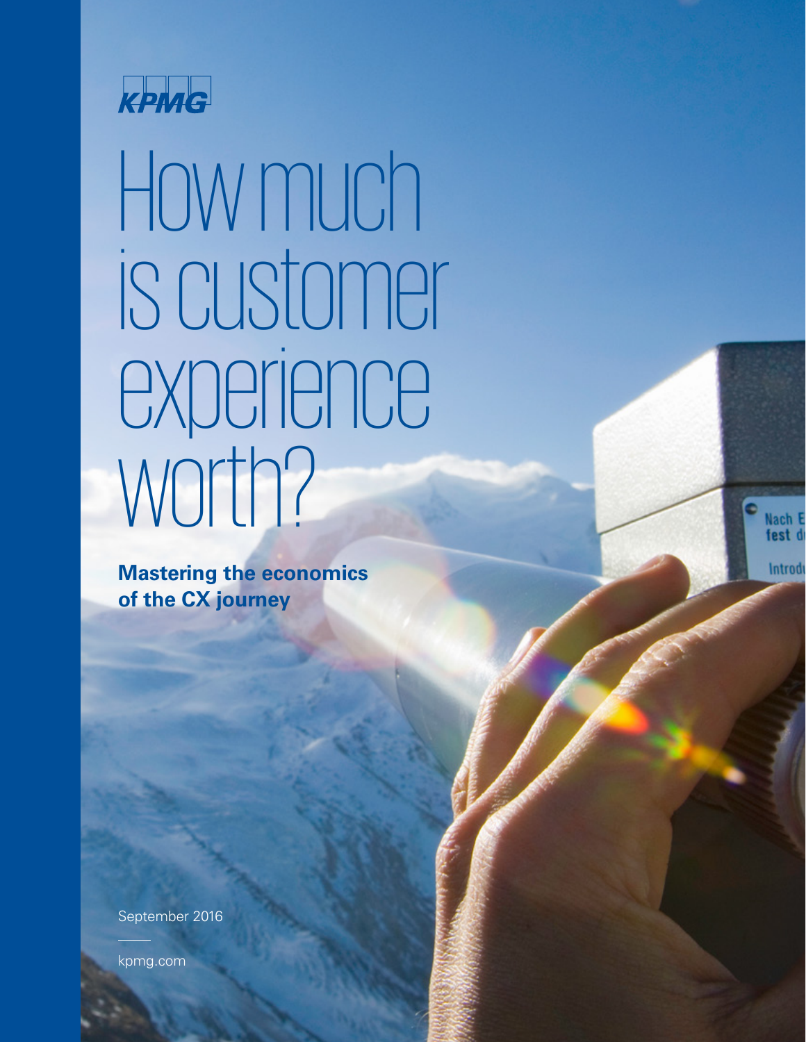KPMG

# How much is customer experience worth?

**Mastering the economics of the CX journey**

September 2016

kpmg.com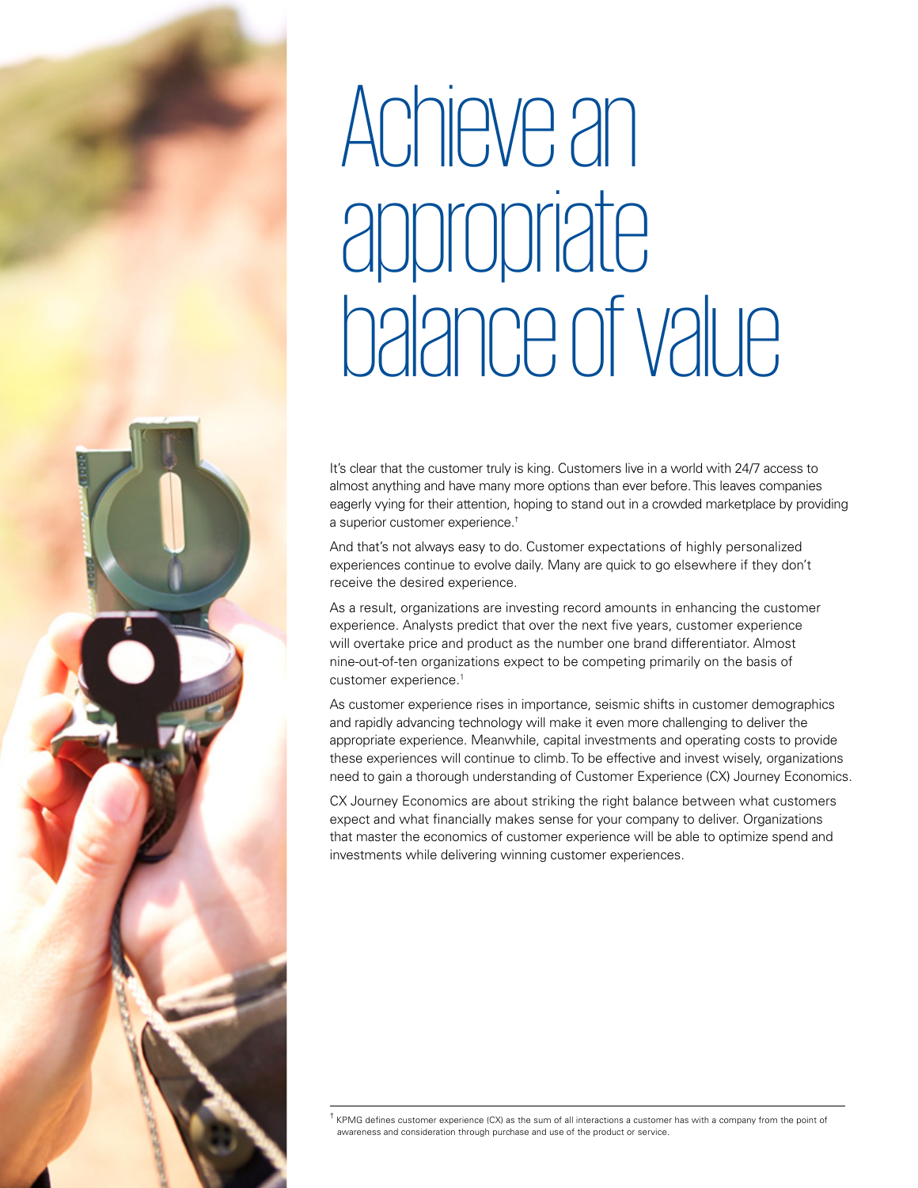# Achieve an appropriate balance of value

It's clear that the customer truly is king. Customers live in a world with 24/7 access to almost anything and have many more options than ever before. This leaves companies eagerly vying for their attention, hoping to stand out in a crowded marketplace by providing a superior customer experience.[†]

And that's not always easy to do. Customer expectations of highly personalized experiences continue to evolve daily. Many are quick to go elsewhere if they don't receive the desired experience.

As a result, organizations are investing record amounts in enhancing the customer experience. Analysts predict that over the next five years, customer experience will overtake price and product as the number one brand differentiator. Almost nine-out-of-ten organizations expect to be competing primarily on the basis of customer experience.[1]

As customer experience rises in importance, seismic shifts in customer demographics and rapidly advancing technology will make it even more challenging to deliver the appropriate experience. Meanwhile, capital investments and operating costs to provide these experiences will continue to climb. To be effective and invest wisely, organizations need to gain a thorough understanding of Customer Experience (CX) Journey Economics.

CX Journey Economics are about striking the right balance between what customers expect and what financially makes sense for your company to deliver. Organizations that master the economics of customer experience will be able to optimize spend and investments while delivering winning customer experiences.

---

[†] KPMG defines customer experience (CX) as the sum of all interactions a customer has with a company from the point of awareness and consideration through purchase and use of the product or service.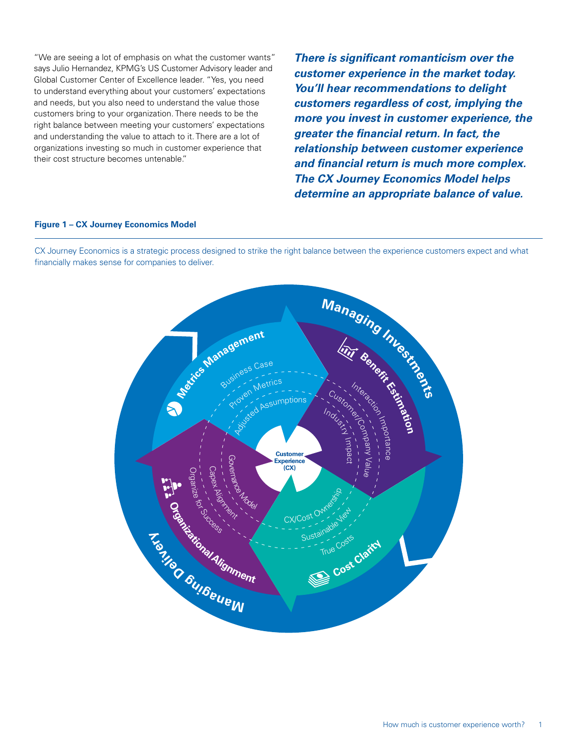"We are seeing a lot of emphasis on what the customer wants" says Julio Hernandez, KPMG's US Customer Advisory leader and Global Customer Center of Excellence leader. "Yes, you need to understand everything about your customers' expectations and needs, but you also need to understand the value those customers bring to your organization. There needs to be the right balance between meeting your customers' expectations and understanding the value to attach to it. There are a lot of organizations investing so much in customer experience that their cost structure becomes untenable."

***There is significant romanticism over the customer experience in the market today. You'll hear recommendations to delight customers regardless of cost, implying the more you invest in customer experience, the greater the financial return. In fact, the relationship between customer experience and financial return is much more complex. The CX Journey Economics Model helps determine an appropriate balance of value.***

**Figure 1 – CX Journey Economics Model**

CX Journey Economics is a strategic process designed to strike the right balance between the experience customers expect and what financially makes sense for companies to deliver.

Managing Investments

Benefit Estimation
- Interaction Importance
- Customer/Company Value
- Industry Impact

Cost Clarity
- CX/Cost Ownership
- Sustainable View
- True Costs

Managing Delivery

Organizational Alignment
- Governance Model
- Capex Alignment
- Organize for Success

Metrics Management
- Business Case
- Proven Metrics
- Adjusted Assumptions

Customer Experience (CX)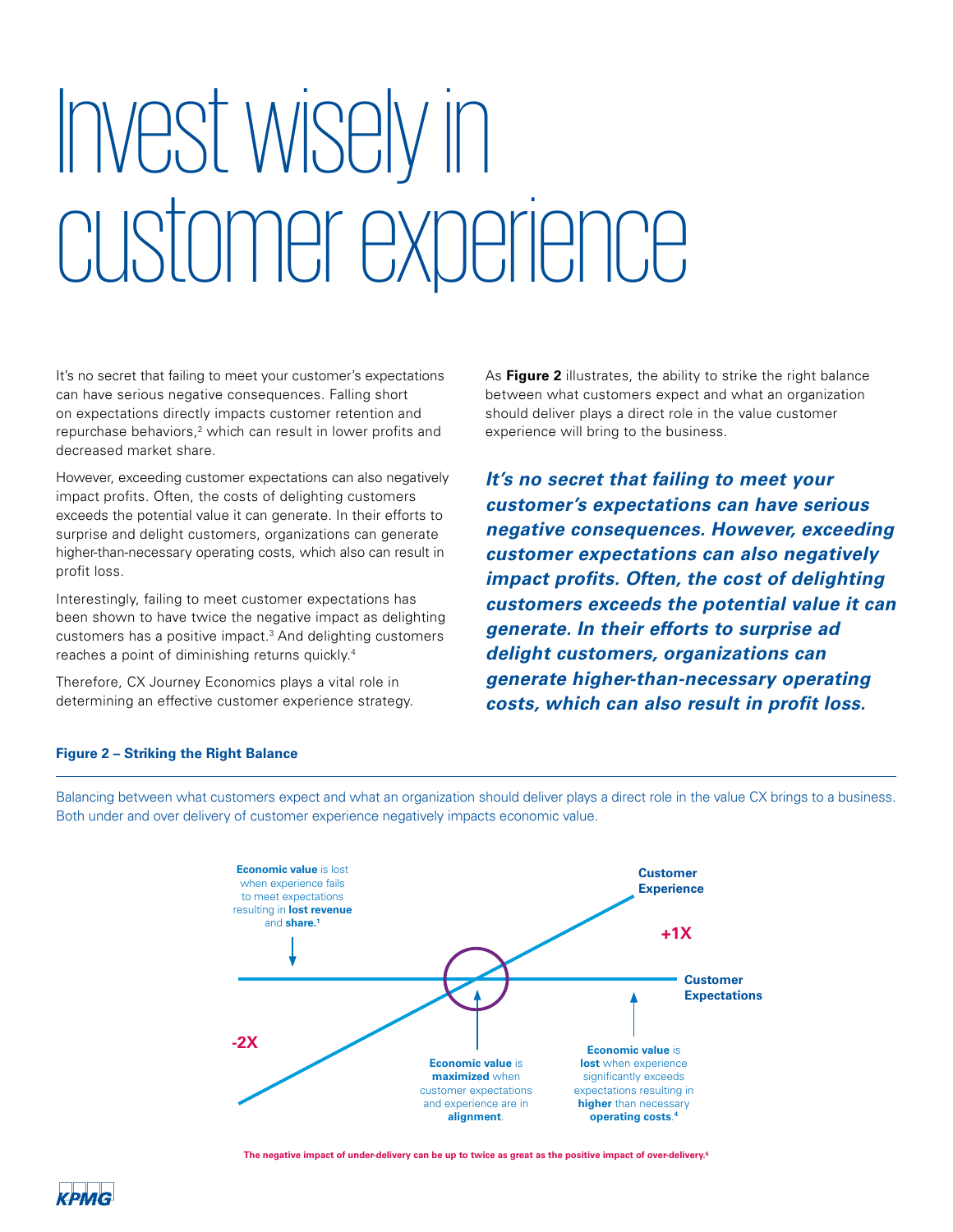# Invest wisely in customer experience

It's no secret that failing to meet your customer's expectations can have serious negative consequences. Falling short on expectations directly impacts customer retention and repurchase behaviors,[2] which can result in lower profits and decreased market share.

However, exceeding customer expectations can also negatively impact profits. Often, the costs of delighting customers exceeds the potential value it can generate. In their efforts to surprise and delight customers, organizations can generate higher-than-necessary operating costs, which also can result in profit loss.

Interestingly, failing to meet customer expectations has been shown to have twice the negative impact as delighting customers has a positive impact.[3] And delighting customers reaches a point of diminishing returns quickly.[4]

Therefore, CX Journey Economics plays a vital role in determining an effective customer experience strategy.

As **Figure 2** illustrates, the ability to strike the right balance between what customers expect and what an organization should deliver plays a direct role in the value customer experience will bring to the business.

***It's no secret that failing to meet your customer's expectations can have serious negative consequences. However, exceeding customer expectations can also negatively impact profits. Often, the cost of delighting customers exceeds the potential value it can generate. In their efforts to surprise ad delight customers, organizations can generate higher-than-necessary operating costs, which can also result in profit loss.***

**Figure 2 – Striking the Right Balance**

Balancing between what customers expect and what an organization should deliver plays a direct role in the value CX brings to a business. Both under and over delivery of customer experience negatively impacts economic value.

**Economic value** is lost when experience fails to meet expectations resulting in **lost revenue** and **share.**[1]

**Customer Experience**

**+1X**

**Customer Expectations**

**-2X**

**Economic value** is **maximized** when customer expectations and experience are in **alignment**.

**Economic value** is **lost** when experience significantly exceeds expectations resulting in **higher** than necessary **operating costs**.[4]

**The negative impact of under-delivery can be up to twice as great as the positive impact of over-delivery.**[6]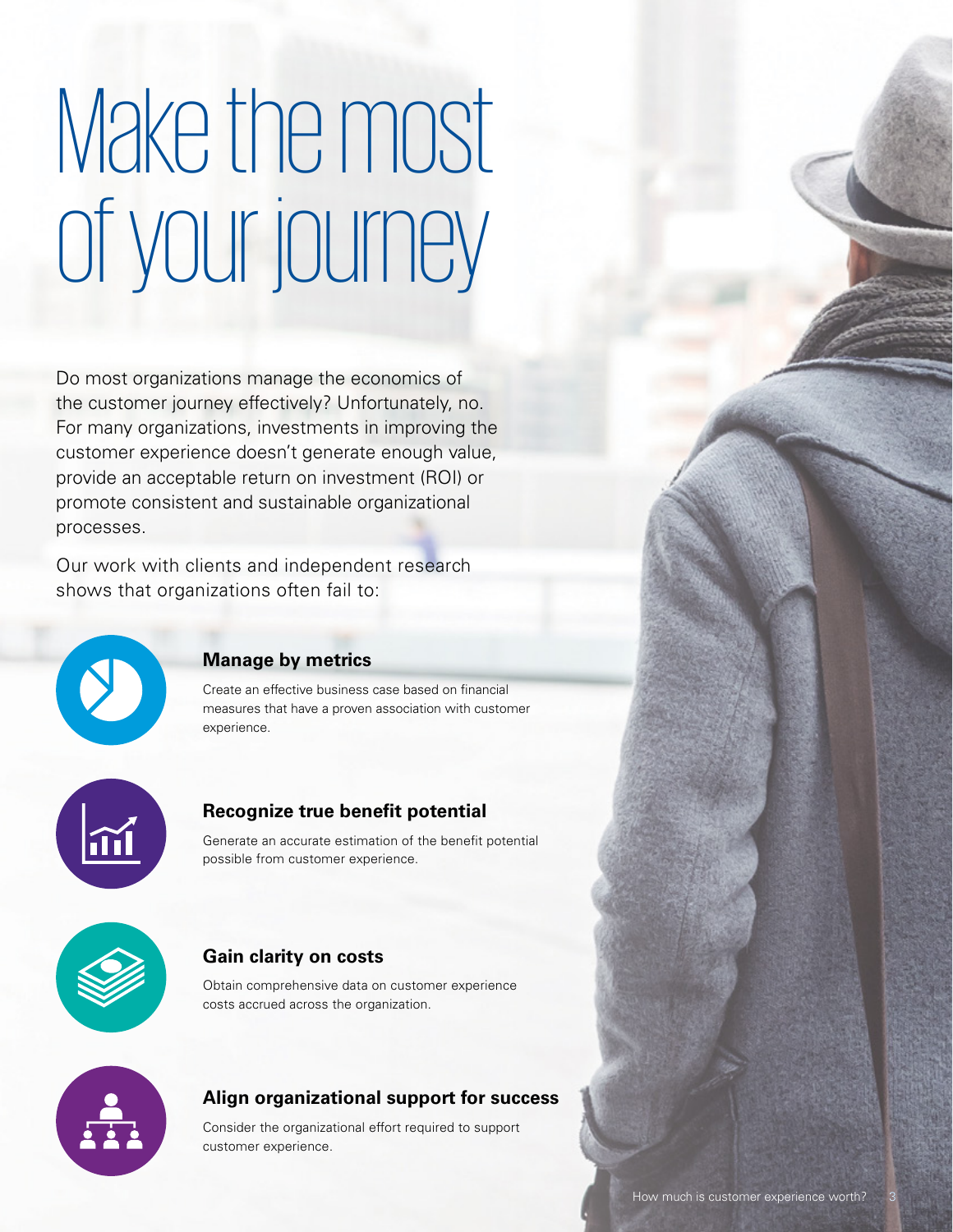# Make the most of your journey

Do most organizations manage the economics of the customer journey effectively? Unfortunately, no. For many organizations, investments in improving the customer experience doesn't generate enough value, provide an acceptable return on investment (ROI) or promote consistent and sustainable organizational processes.

Our work with clients and independent research shows that organizations often fail to:

### Manage by metrics

Create an effective business case based on financial measures that have a proven association with customer experience.

### Recognize true benefit potential

Generate an accurate estimation of the benefit potential possible from customer experience.

### Gain clarity on costs

Obtain comprehensive data on customer experience costs accrued across the organization.

### Align organizational support for success

Consider the organizational effort required to support customer experience.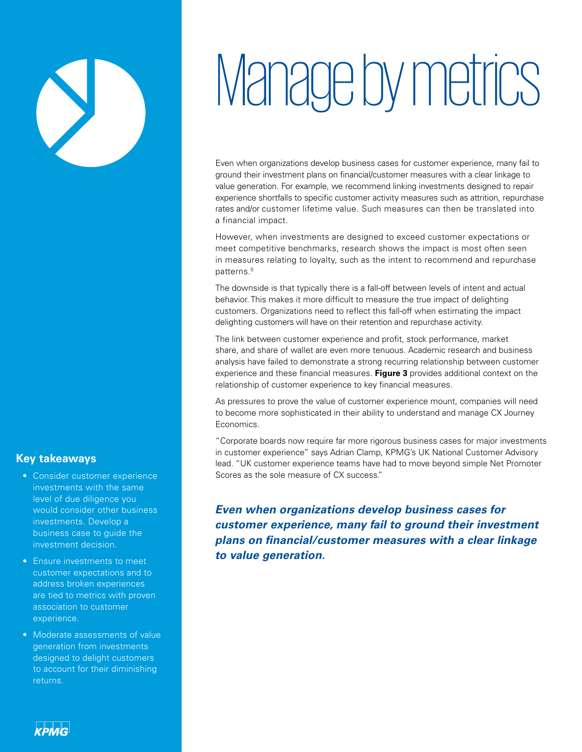# Manage by metrics

Even when organizations develop business cases for customer experience, many fail to ground their investment plans on financial/customer measures with a clear linkage to value generation. For example, we recommend linking investments designed to repair experience shortfalls to specific customer activity measures such as attrition, repurchase rates and/or customer lifetime value. Such measures can then be translated into a financial impact.

However, when investments are designed to exceed customer expectations or meet competitive benchmarks, research shows the impact is most often seen in measures relating to loyalty, such as the intent to recommend and repurchase patterns.[5]

The downside is that typically there is a fall-off between levels of intent and actual behavior. This makes it more difficult to measure the true impact of delighting customers. Organizations need to reflect this fall-off when estimating the impact delighting customers will have on their retention and repurchase activity.

The link between customer experience and profit, stock performance, market share, and share of wallet are even more tenuous. Academic research and business analysis have failed to demonstrate a strong recurring relationship between customer experience and these financial measures. **Figure 3** provides additional context on the relationship of customer experience to key financial measures.

As pressures to prove the value of customer experience mount, companies will need to become more sophisticated in their ability to understand and manage CX Journey Economics.

"Corporate boards now require far more rigorous business cases for major investments in customer experience" says Adrian Clamp, KPMG's UK National Customer Advisory lead. "UK customer experience teams have had to move beyond simple Net Promoter Scores as the sole measure of CX success."

***Even when organizations develop business cases for customer experience, many fail to ground their investment plans on financial/customer measures with a clear linkage to value generation.***

## Key takeaways

- Consider customer experience investments with the same level of due diligence you would consider other business investments. Develop a business case to guide the investment decision.
- Ensure investments to meet customer expectations and to address broken experiences are tied to metrics with proven association to customer experience.
- Moderate assessments of value generation from investments designed to delight customers to account for their diminishing returns.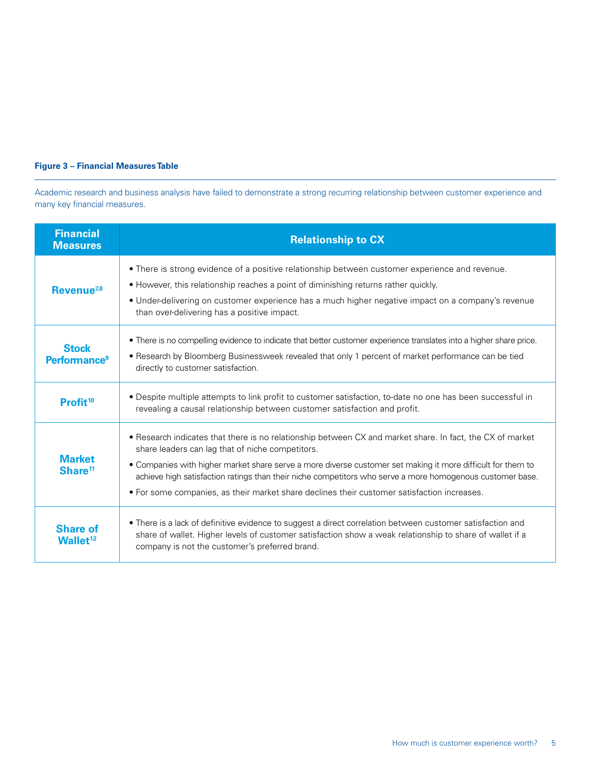**Figure 3 – Financial Measures Table**

Academic research and business analysis have failed to demonstrate a strong recurring relationship between customer experience and many key financial measures.

| Financial Measures | Relationship to CX |
| --- | --- |
| **Revenue**[7,8] | • There is strong evidence of a positive relationship between customer experience and revenue. <br> • However, this relationship reaches a point of diminishing returns rather quickly. <br> • Under-delivering on customer experience has a much higher negative impact on a company's revenue than over-delivering has a positive impact. |
| **Stock Performance**[9] | • There is no compelling evidence to indicate that better customer experience translates into a higher share price. <br> • Research by Bloomberg Businessweek revealed that only 1 percent of market performance can be tied directly to customer satisfaction. |
| **Profit**[10] | • Despite multiple attempts to link profit to customer satisfaction, to-date no one has been successful in revealing a causal relationship between customer satisfaction and profit. |
| **Market Share**[11] | • Research indicates that there is no relationship between CX and market share. In fact, the CX of market share leaders can lag that of niche competitors. <br> • Companies with higher market share serve a more diverse customer set making it more difficult for them to achieve high satisfaction ratings than their niche competitors who serve a more homogenous customer base. <br> • For some companies, as their market share declines their customer satisfaction increases. |
| **Share of Wallet**[12] | • There is a lack of definitive evidence to suggest a direct correlation between customer satisfaction and share of wallet. Higher levels of customer satisfaction show a weak relationship to share of wallet if a company is not the customer's preferred brand. |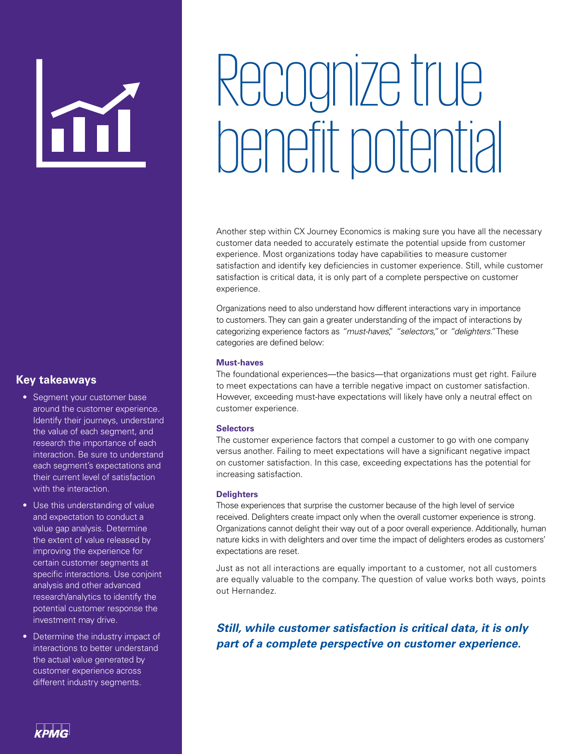# Recognize true benefit potential

Another step within CX Journey Economics is making sure you have all the necessary customer data needed to accurately estimate the potential upside from customer experience. Most organizations today have capabilities to measure customer satisfaction and identify key deficiencies in customer experience. Still, while customer satisfaction is critical data, it is only part of a complete perspective on customer experience.

Organizations need to also understand how different interactions vary in importance to customers. They can gain a greater understanding of the impact of interactions by categorizing experience factors as *"must-haves",* *"selectors,"* or *"delighters."* These categories are defined below:

**Must-haves**
The foundational experiences—the basics—that organizations must get right. Failure to meet expectations can have a terrible negative impact on customer satisfaction. However, exceeding must-have expectations will likely have only a neutral effect on customer experience.

**Selectors**
The customer experience factors that compel a customer to go with one company versus another. Failing to meet expectations will have a significant negative impact on customer satisfaction. In this case, exceeding expectations has the potential for increasing satisfaction.

**Delighters**
Those experiences that surprise the customer because of the high level of service received. Delighters create impact only when the overall customer experience is strong. Organizations cannot delight their way out of a poor overall experience. Additionally, human nature kicks in with delighters and over time the impact of delighters erodes as customers' expectations are reset.

Just as not all interactions are equally important to a customer, not all customers are equally valuable to the company. The question of value works both ways, points out Hernandez.

***Still, while customer satisfaction is critical data, it is only part of a complete perspective on customer experience.***

## Key takeaways

- Segment your customer base around the customer experience. Identify their journeys, understand the value of each segment, and research the importance of each interaction. Be sure to understand each segment's expectations and their current level of satisfaction with the interaction.
- Use this understanding of value and expectation to conduct a value gap analysis. Determine the extent of value released by improving the experience for certain customer segments at specific interactions. Use conjoint analysis and other advanced research/analytics to identify the potential customer response the investment may drive.
- Determine the industry impact of interactions to better understand the actual value generated by customer experience across different industry segments.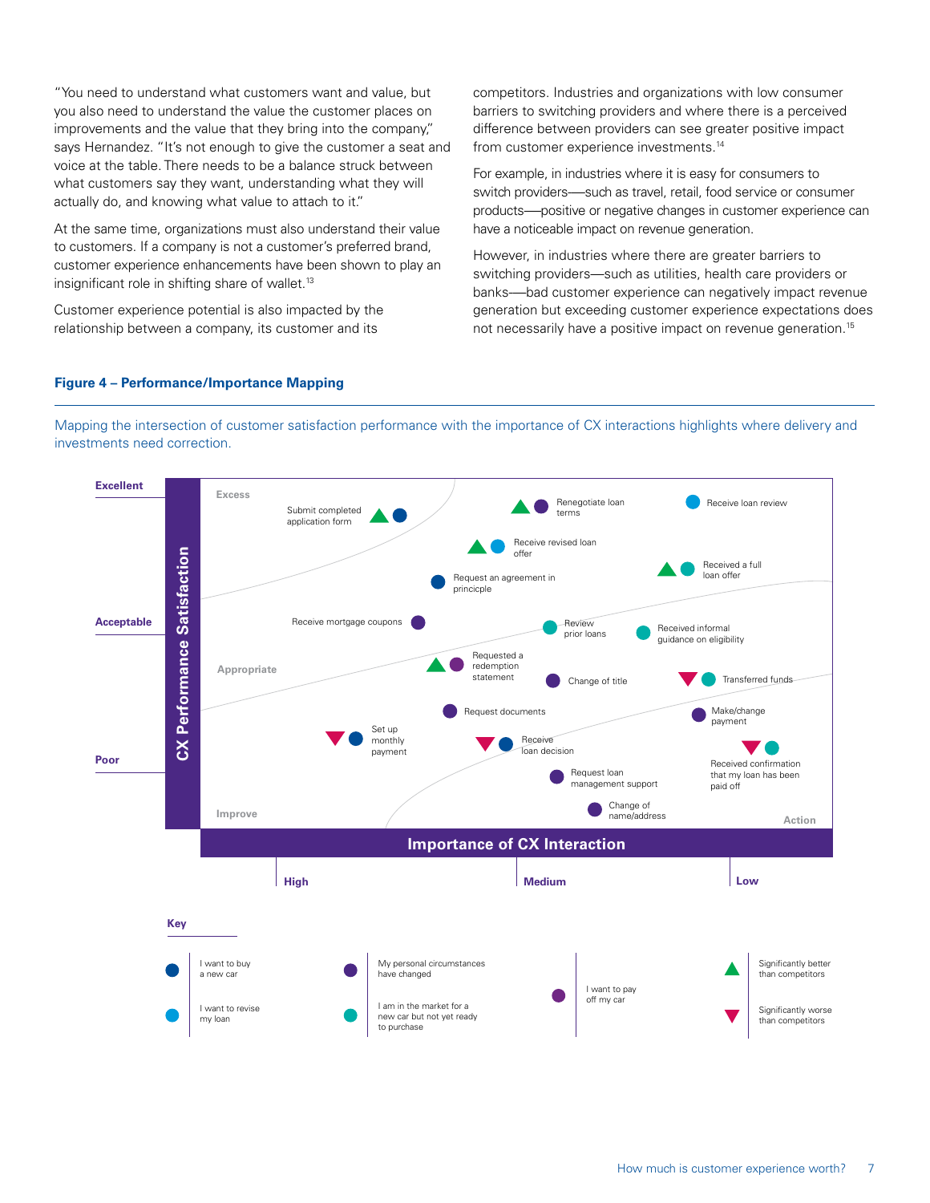"You need to understand what customers want and value, but you also need to understand the value the customer places on improvements and the value that they bring into the company," says Hernandez. "It's not enough to give the customer a seat and voice at the table. There needs to be a balance struck between what customers say they want, understanding what they will actually do, and knowing what value to attach to it."

At the same time, organizations must also understand their value to customers. If a company is not a customer's preferred brand, customer experience enhancements have been shown to play an insignificant role in shifting share of wallet.[13]

Customer experience potential is also impacted by the relationship between a company, its customer and its competitors. Industries and organizations with low consumer barriers to switching providers and where there is a perceived difference between providers can see greater positive impact from customer experience investments.[14]

For example, in industries where it is easy for consumers to switch providers—such as travel, retail, food service or consumer products—positive or negative changes in customer experience can have a noticeable impact on revenue generation.

However, in industries where there are greater barriers to switching providers—such as utilities, health care providers or banks—bad customer experience can negatively impact revenue generation but exceeding customer experience expectations does not necessarily have a positive impact on revenue generation.[15]

**Figure 4 – Performance/Importance Mapping**

Mapping the intersection of customer satisfaction performance with the importance of CX interactions highlights where delivery and investments need correction.

CX Performance Satisfaction: Excellent, Acceptable, Poor

Importance of CX Interaction: High, Medium, Low

Zones: Excess, Appropriate, Improve, Action

- Submit completed application form
- Renegotiate loan terms
- Receive loan review
- Receive revised loan offer
- Received a full loan offer
- Request an agreement in princicple
- Receive mortgage coupons
- Review prior loans
- Received informal guidance on eligibility
- Requested a redemption statement
- Change of title
- Transferred funds
- Request documents
- Make/change payment
- Set up monthly payment
- Receive loan decision
- Received confirmation that my loan has been paid off
- Request loan management support
- Change of name/address

Key:
- I want to buy a new car
- I want to revise my loan
- My personal circumstances have changed
- I am in the market for a new car but not yet ready to purchase
- I want to pay off my car
- Significantly better than competitors
- Significantly worse than competitors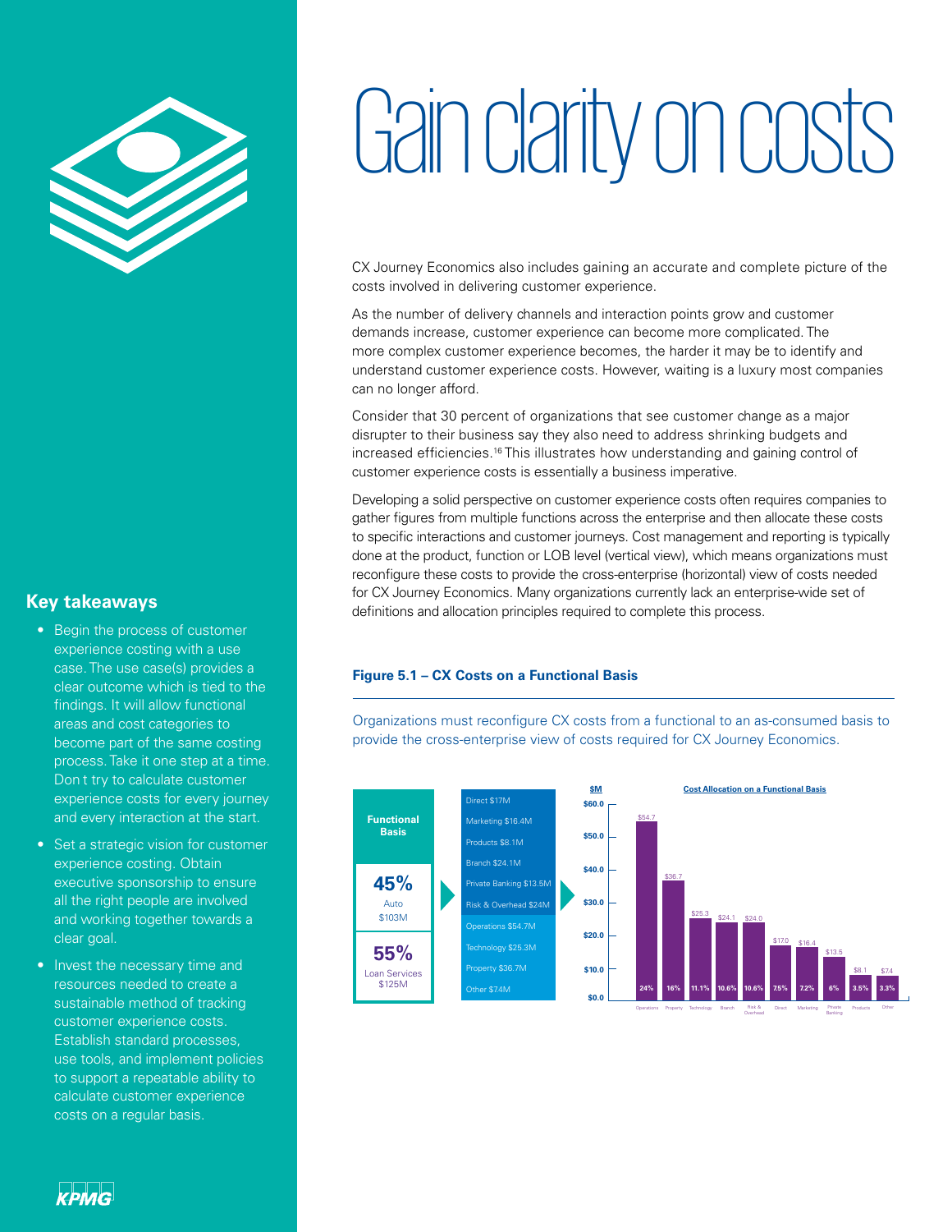# Gain clarity on costs

CX Journey Economics also includes gaining an accurate and complete picture of the costs involved in delivering customer experience.

As the number of delivery channels and interaction points grow and customer demands increase, customer experience can become more complicated. The more complex customer experience becomes, the harder it may be to identify and understand customer experience costs. However, waiting is a luxury most companies can no longer afford.

Consider that 30 percent of organizations that see customer change as a major disrupter to their business say they also need to address shrinking budgets and increased efficiencies.[16] This illustrates how understanding and gaining control of customer experience costs is essentially a business imperative.

Developing a solid perspective on customer experience costs often requires companies to gather figures from multiple functions across the enterprise and then allocate these costs to specific interactions and customer journeys. Cost management and reporting is typically done at the product, function or LOB level (vertical view), which means organizations must reconfigure these costs to provide the cross-enterprise (horizontal) view of costs needed for CX Journey Economics. Many organizations currently lack an enterprise-wide set of definitions and allocation principles required to complete this process.

**Figure 5.1 – CX Costs on a Functional Basis**

Organizations must reconfigure CX costs from a functional to an as-consumed basis to provide the cross-enterprise view of costs required for CX Journey Economics.

**Functional Basis**

- **45%** Auto $103M
- **55%** Loan Services $125M

| Function | Cost |
| --- | --- |
| Direct | $17M |
| Marketing | $16.4M |
| Products | $8.1M |
| Branch | $24.1M |
| Private Banking | $13.5M |
| Risk & Overhead | $24M |
| Operations | $54.7M |
| Technology | $25.3M |
| Property | $36.7M |
| Other | $7.4M |

**Cost Allocation on a Functional Basis** ($M)

| Function | $M | % |
| --- | --- | --- |
| Operations | $54.7 | 24% |
| Property | $36.7 | 16% |
| Technology | $25.3 | 11.1% |
| Branch | $24.1 | 10.6% |
| Risk & Overhead | $24.0 | 10.6% |
| Direct | $17.0 | 7.5% |
| Marketing | $16.4 | 7.2% |
| Private Banking | $13.5 | 6% |
| Products | $8.1 | 3.5% |
| Other | $7.4 | 3.3% |

## Key takeaways

- Begin the process of customer experience costing with a use case. The use case(s) provides a clear outcome which is tied to the findings. It will allow functional areas and cost categories to become part of the same costing process. Take it one step at a time. Don t try to calculate customer experience costs for every journey and every interaction at the start.
- Set a strategic vision for customer experience costing. Obtain executive sponsorship to ensure all the right people are involved and working together towards a clear goal.
- Invest the necessary time and resources needed to create a sustainable method of tracking customer experience costs. Establish standard processes, use tools, and implement policies to support a repeatable ability to calculate customer experience costs on a regular basis.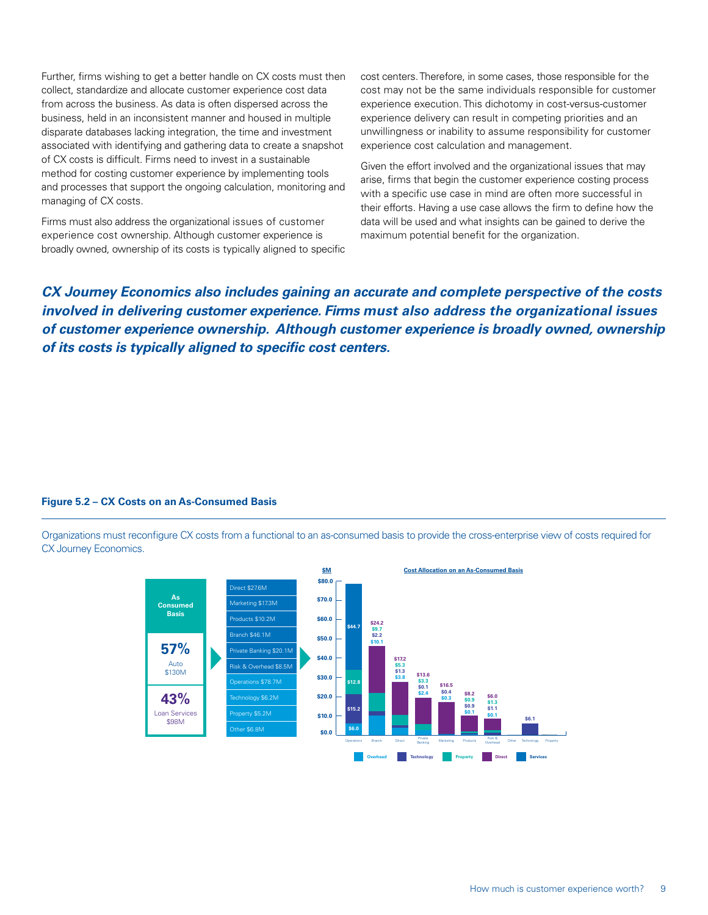Further, firms wishing to get a better handle on CX costs must then collect, standardize and allocate customer experience cost data from across the business. As data is often dispersed across the business, held in an inconsistent manner and housed in multiple disparate databases lacking integration, the time and investment associated with identifying and gathering data to create a snapshot of CX costs is difficult. Firms need to invest in a sustainable method for costing customer experience by implementing tools and processes that support the ongoing calculation, monitoring and managing of CX costs.

Firms must also address the organizational issues of customer experience cost ownership. Although customer experience is broadly owned, ownership of its costs is typically aligned to specific cost centers. Therefore, in some cases, those responsible for the cost may not be the same individuals responsible for customer experience execution. This dichotomy in cost-versus-customer experience delivery can result in competing priorities and an unwillingness or inability to assume responsibility for customer experience cost calculation and management.

Given the effort involved and the organizational issues that may arise, firms that begin the customer experience costing process with a specific use case in mind are often more successful in their efforts. Having a use case allows the firm to define how the data will be used and what insights can be gained to derive the maximum potential benefit for the organization.

***CX Journey Economics also includes gaining an accurate and complete perspective of the costs involved in delivering customer experience. Firms must also address the organizational issues of customer experience ownership. Although customer experience is broadly owned, ownership of its costs is typically aligned to specific cost centers.***

**Figure 5.2 – CX Costs on an As-Consumed Basis**

Organizations must reconfigure CX costs from a functional to an as-consumed basis to provide the cross-enterprise view of costs required for CX Journey Economics.

| As Consumed Basis | |
|---|---|
| 57% Auto $130M | Direct $27.6M |
| | Marketing $17.3M |
| | Products $10.2M |
| | Branch $46.1M |
| | Private Banking $20.1M |
| 43% Loan Services $98M | Risk & Overhead $8.5M |
| | Operations $78.7M |
| | Technology $6.2M |
| | Property $5.2M |
| | Other $6.8M |

**Cost Allocation on an As-Consumed Basis** ($M)

| | Operations | Branch | Direct | Private Banking | Marketing | Products | Risk & Overhead | Other | Technology | Property |
|---|---|---|---|---|---|---|---|---|---|---|
| Values | $44.7 / $12.8 / $15.2 / $6.0 | $24.2 / $9.7 / $2.2 / $10.1 | $17.2 / $5.3 / $1.3 / $3.8 | $13.6 / $3.3 / $0.1 / $2.4 | $16.5 / $0.4 / $0.3 | $8.2 / $0.9 / $0.9 / $0.1 | $6.0 / $1.3 / $1.1 / $0.1 | | $6.1 | |

Legend: Overhead, Technology, Property, Direct, Services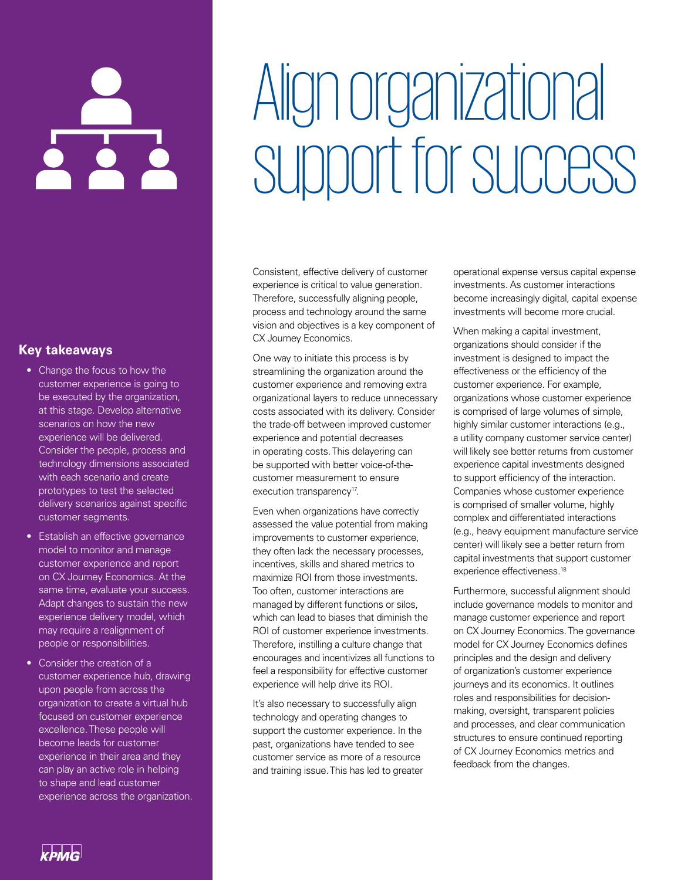# Align organizational support for success

Consistent, effective delivery of customer experience is critical to value generation. Therefore, successfully aligning people, process and technology around the same vision and objectives is a key component of CX Journey Economics.

One way to initiate this process is by streamlining the organization around the customer experience and removing extra organizational layers to reduce unnecessary costs associated with its delivery. Consider the trade-off between improved customer experience and potential decreases in operating costs. This delayering can be supported with better voice-of-the-customer measurement to ensure execution transparency[17].

Even when organizations have correctly assessed the value potential from making improvements to customer experience, they often lack the necessary processes, incentives, skills and shared metrics to maximize ROI from those investments. Too often, customer interactions are managed by different functions or silos, which can lead to biases that diminish the ROI of customer experience investments. Therefore, instilling a culture change that encourages and incentivizes all functions to feel a responsibility for effective customer experience will help drive its ROI.

It's also necessary to successfully align technology and operating changes to support the customer experience. In the past, organizations have tended to see customer service as more of a resource and training issue. This has led to greater operational expense versus capital expense investments. As customer interactions become increasingly digital, capital expense investments will become more crucial.

When making a capital investment, organizations should consider if the investment is designed to impact the effectiveness or the efficiency of the customer experience. For example, organizations whose customer experience is comprised of large volumes of simple, highly similar customer interactions (e.g., a utility company customer service center) will likely see better returns from customer experience capital investments designed to support efficiency of the interaction. Companies whose customer experience is comprised of smaller volume, highly complex and differentiated interactions (e.g., heavy equipment manufacture service center) will likely see a better return from capital investments that support customer experience effectiveness.[18]

Furthermore, successful alignment should include governance models to monitor and manage customer experience and report on CX Journey Economics. The governance model for CX Journey Economics defines principles and the design and delivery of organization's customer experience journeys and its economics. It outlines roles and responsibilities for decision-making, oversight, transparent policies and processes, and clear communication structures to ensure continued reporting of CX Journey Economics metrics and feedback from the changes.

## Key takeaways

- Change the focus to how the customer experience is going to be executed by the organization, at this stage. Develop alternative scenarios on how the new experience will be delivered. Consider the people, process and technology dimensions associated with each scenario and create prototypes to test the selected delivery scenarios against specific customer segments.
- Establish an effective governance model to monitor and manage customer experience and report on CX Journey Economics. At the same time, evaluate your success. Adapt changes to sustain the new experience delivery model, which may require a realignment of people or responsibilities.
- Consider the creation of a customer experience hub, drawing upon people from across the organization to create a virtual hub focused on customer experience excellence. These people will become leads for customer experience in their area and they can play an active role in helping to shape and lead customer experience across the organization.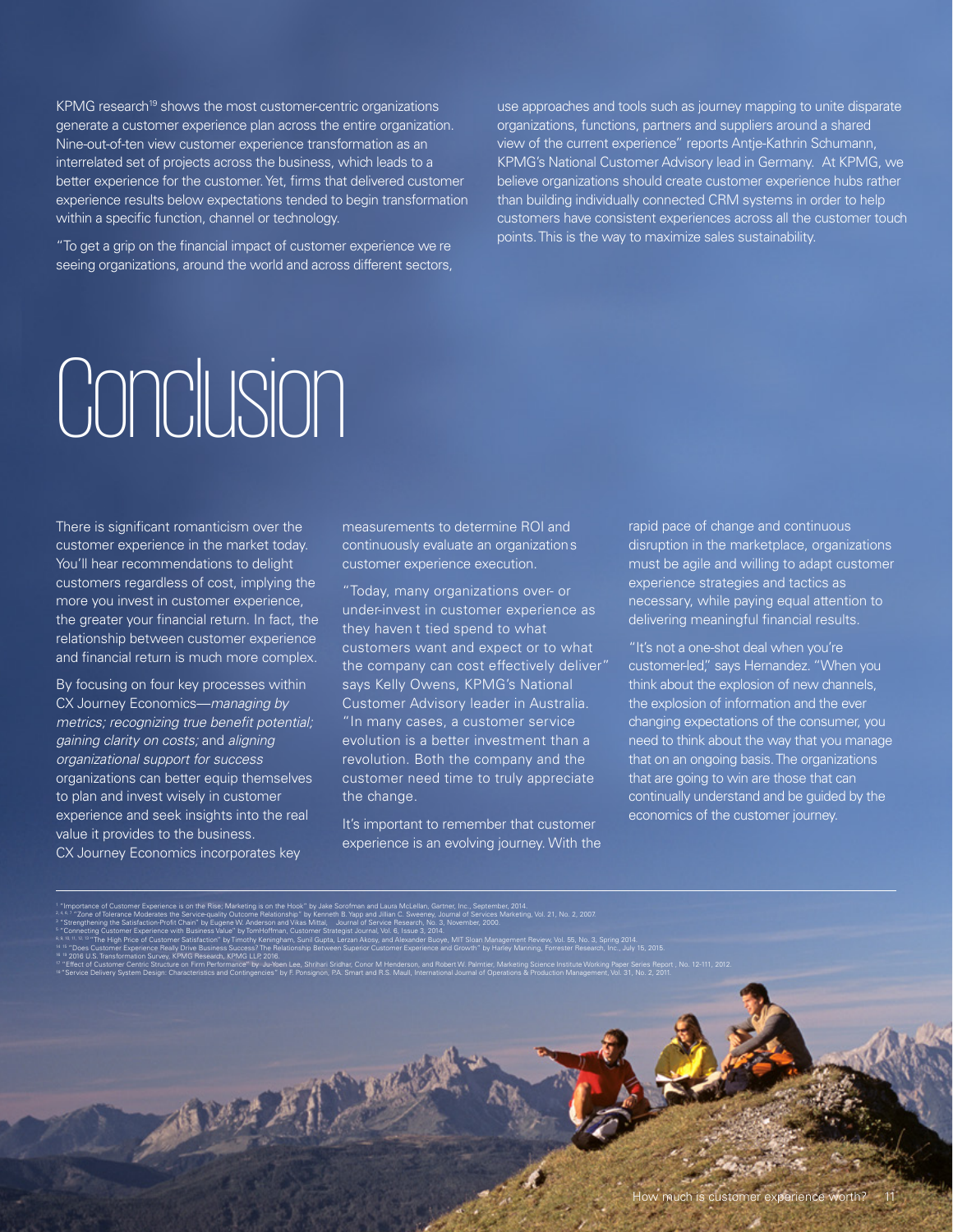KPMG research[19] shows the most customer-centric organizations generate a customer experience plan across the entire organization. Nine-out-of-ten view customer experience transformation as an interrelated set of projects across the business, which leads to a better experience for the customer. Yet, firms that delivered customer experience results below expectations tended to begin transformation within a specific function, channel or technology.

"To get a grip on the financial impact of customer experience we re seeing organizations, around the world and across different sectors, use approaches and tools such as journey mapping to unite disparate organizations, functions, partners and suppliers around a shared view of the current experience" reports Antje-Kathrin Schumann, KPMG's National Customer Advisory lead in Germany. At KPMG, we believe organizations should create customer experience hubs rather than building individually connected CRM systems in order to help customers have consistent experiences across all the customer touch points. This is the way to maximize sales sustainability.

# Conclusion

There is significant romanticism over the customer experience in the market today. You'll hear recommendations to delight customers regardless of cost, implying the more you invest in customer experience, the greater your financial return. In fact, the relationship between customer experience and financial return is much more complex.

By focusing on four key processes within CX Journey Economics—*managing by metrics; recognizing true benefit potential; gaining clarity on costs;* and *aligning organizational support for success* organizations can better equip themselves to plan and invest wisely in customer experience and seek insights into the real value it provides to the business. CX Journey Economics incorporates key measurements to determine ROI and continuously evaluate an organization s customer experience execution.

"Today, many organizations over- or under-invest in customer experience as they haven t tied spend to what customers want and expect or to what the company can cost effectively deliver" says Kelly Owens, KPMG's National Customer Advisory leader in Australia. "In many cases, a customer service evolution is a better investment than a revolution. Both the company and the customer need time to truly appreciate the change.

It's important to remember that customer experience is an evolving journey. With the rapid pace of change and continuous disruption in the marketplace, organizations must be agile and willing to adapt customer experience strategies and tactics as necessary, while paying equal attention to delivering meaningful financial results.

"It's not a one-shot deal when you're customer-led," says Hernandez. "When you think about the explosion of new channels, the explosion of information and the ever changing expectations of the consumer, you need to think about the way that you manage that on an ongoing basis. The organizations that are going to win are those that can continually understand and be guided by the economics of the customer journey.

---

[1] "Importance of Customer Experience is on the Rise; Marketing is on the Hook" by Jake Sorofman and Laura McLellan, Gartner, Inc., September, 2014.
[2, 4, 6, 7] "Zone of Tolerance Moderates the Service-quality Outcome Relationship" by Kenneth B. Yapp and Jillian C. Sweeney, Journal of Services Marketing, Vol. 21, No. 2, 2007.
[3] "Strengthening the Satisfaction-Profit Chain" by Eugene W. Anderson and Vikas Mittal, Journal of Service Research, No. 3, November, 2000.
[5] "Connecting Customer Experience with Business Value" by Tom Hoffman, Customer Strategist Journal, Vol. 6, Issue 3, 2014.
[8, 9, 10, 11, 12, 13] "The High Price of Customer Satisfaction" by Timothy Keiningham, Sunil Gupta, Lerzan Aksoy, and Alexander Buoye, MIT Sloan Management Review, Vol. 55, No. 3, Spring 2014.
[14, 15] "Does Customer Experience Really Drive Business Success? The Relationship Between Superior Customer Experience and Growth" by Harley Manning, Forrester Research, Inc., July 15, 2015.
[16, 19] 2016 U.S. Transformation Survey, KPMG Research, KPMG LLP, 2016.
[17] "Effect of Customer Centric Structure on Firm Performance" by Ju-Yeon Lee, Shrihari Sridhar, Conor M Henderson, and Robert W. Palmtier, Marketing Science Institute Working Paper Series Report, No. 12-111, 2012.
[18] "Service Delivery System Design: Characteristics and Contingencies" by F. Ponsignon, P.A. Smart and R.S. Maull, International Journal of Operations & Production Management, Vol. 31, No. 2, 2011.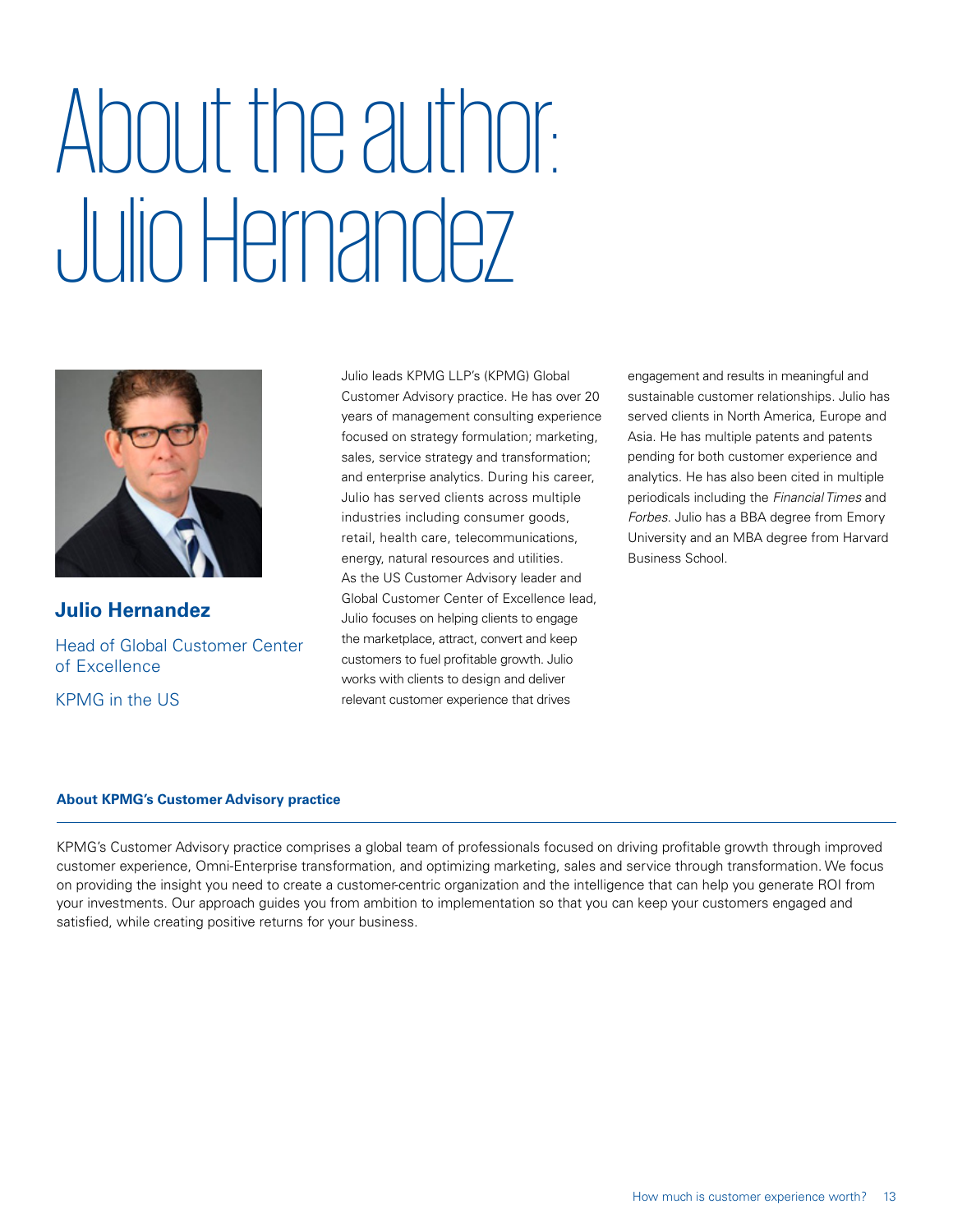# About the author: Julio Hernandez

**Julio Hernandez**

Head of Global Customer Center of Excellence

KPMG in the US

Julio leads KPMG LLP's (KPMG) Global Customer Advisory practice. He has over 20 years of management consulting experience focused on strategy formulation; marketing, sales, service strategy and transformation; and enterprise analytics. During his career, Julio has served clients across multiple industries including consumer goods, retail, health care, telecommunications, energy, natural resources and utilities. As the US Customer Advisory leader and Global Customer Center of Excellence lead, Julio focuses on helping clients to engage the marketplace, attract, convert and keep customers to fuel profitable growth. Julio works with clients to design and deliver relevant customer experience that drives engagement and results in meaningful and sustainable customer relationships. Julio has served clients in North America, Europe and Asia. He has multiple patents and patents pending for both customer experience and analytics. He has also been cited in multiple periodicals including the *Financial Times* and *Forbes*. Julio has a BBA degree from Emory University and an MBA degree from Harvard Business School.

**About KPMG's Customer Advisory practice**

KPMG's Customer Advisory practice comprises a global team of professionals focused on driving profitable growth through improved customer experience, Omni-Enterprise transformation, and optimizing marketing, sales and service through transformation. We focus on providing the insight you need to create a customer-centric organization and the intelligence that can help you generate ROI from your investments. Our approach guides you from ambition to implementation so that you can keep your customers engaged and satisfied, while creating positive returns for your business.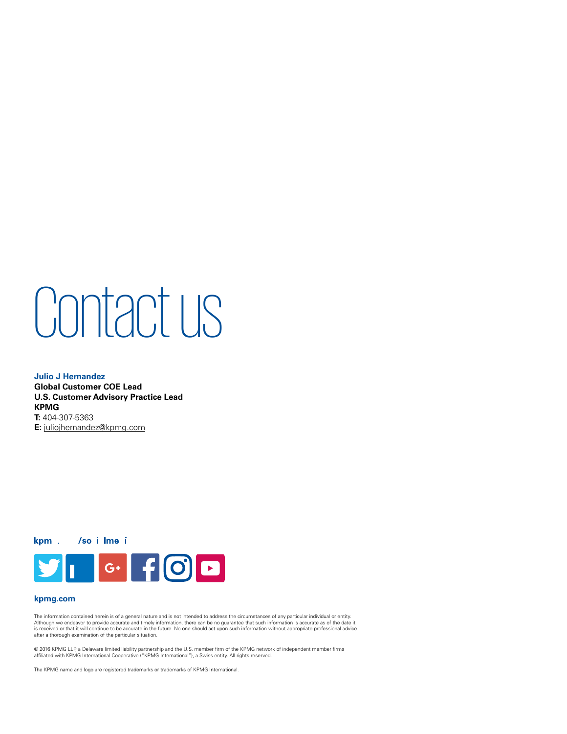# Contact us

**Julio J Hernandez**
**Global Customer COE Lead**
**U.S. Customer Advisory Practice Lead**
**KPMG**
**T:** 404-307-5363
**E:** juliojhernandez@kpmg.com

**kpm . /so i lme i**

**kpmg.com**

The information contained herein is of a general nature and is not intended to address the circumstances of any particular individual or entity. Although we endeavor to provide accurate and timely information, there can be no guarantee that such information is accurate as of the date it is received or that it will continue to be accurate in the future. No one should act upon such information without appropriate professional advice after a thorough examination of the particular situation.

© 2016 KPMG LLP, a Delaware limited liability partnership and the U.S. member firm of the KPMG network of independent member firms affiliated with KPMG International Cooperative ("KPMG International"), a Swiss entity. All rights reserved.

The KPMG name and logo are registered trademarks or trademarks of KPMG International.